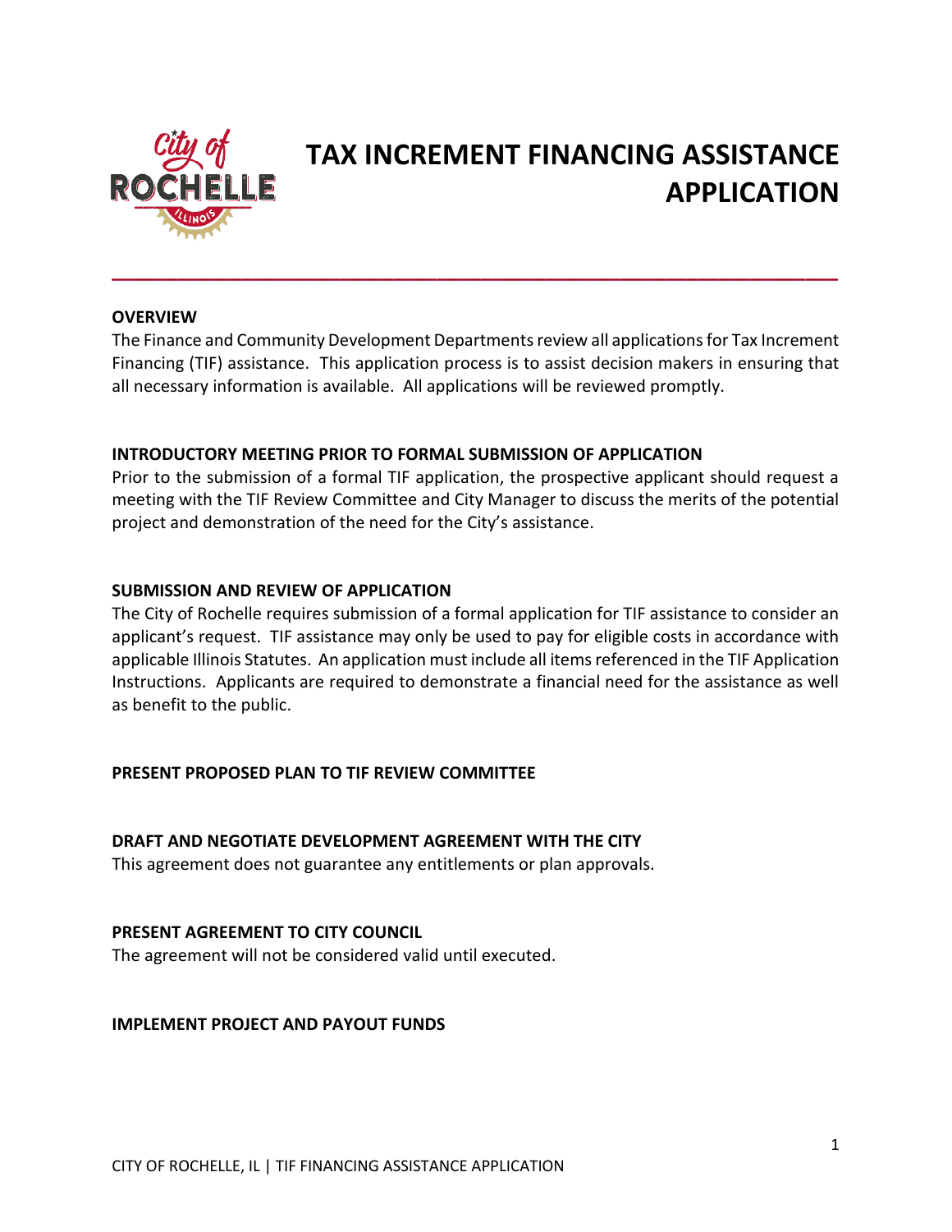# TAX INCREMENT FINANCING ASSISTANCE APPLICATION

## OVERVIEW

The Finance and Community Development Departments review all applications for Tax Increment Financing (TIF) assistance. This application process is to assist decision makers in ensuring that all necessary information is available. All applications will be reviewed promptly.

## INTRODUCTORY MEETING PRIOR TO FORMAL SUBMISSION OF APPLICATION

Prior to the submission of a formal TIF application, the prospective applicant should request a meeting with the TIF Review Committee and City Manager to discuss the merits of the potential project and demonstration of the need for the City's assistance.

## SUBMISSION AND REVIEW OF APPLICATION

The City of Rochelle requires submission of a formal application for TIF assistance to consider an applicant's request. TIF assistance may only be used to pay for eligible costs in accordance with applicable Illinois Statutes. An application must include all items referenced in the TIF Application Instructions. Applicants are required to demonstrate a financial need for the assistance as well as benefit to the public.

## PRESENT PROPOSED PLAN TO TIF REVIEW COMMITTEE

## DRAFT AND NEGOTIATE DEVELOPMENT AGREEMENT WITH THE CITY

This agreement does not guarantee any entitlements or plan approvals.

## PRESENT AGREEMENT TO CITY COUNCIL

The agreement will not be considered valid until executed.

## IMPLEMENT PROJECT AND PAYOUT FUNDS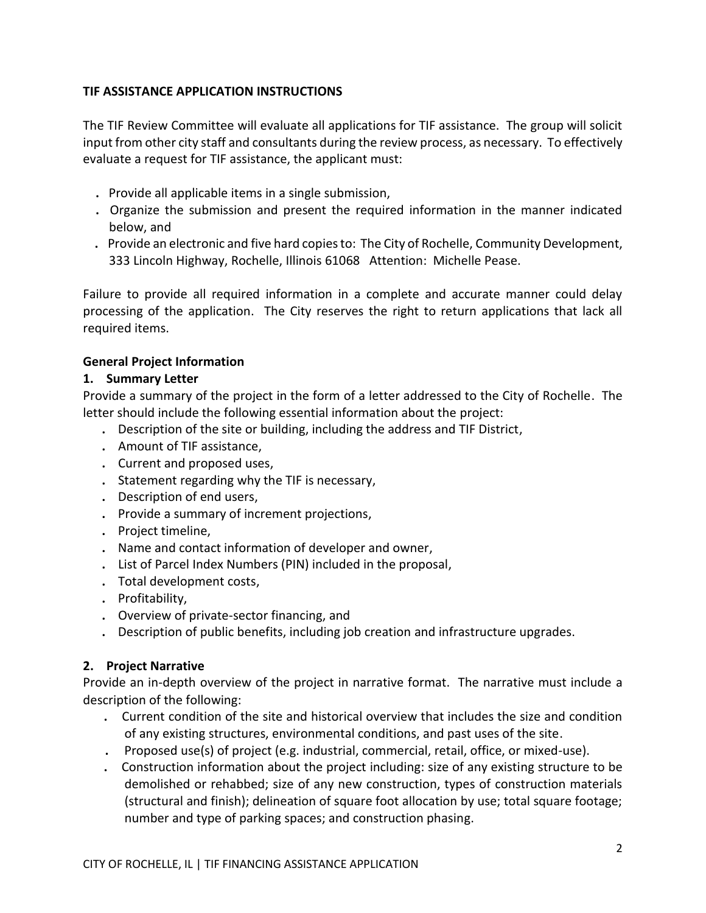## TIF ASSISTANCE APPLICATION INSTRUCTIONS

The TIF Review Committee will evaluate all applications for TIF assistance. The group will solicit input from other city staff and consultants during the review process, as necessary. To effectively evaluate a request for TIF assistance, the applicant must:

- Provide all applicable items in a single submission,
- Organize the submission and present the required information in the manner indicated below, and
- Provide an electronic and five hard copies to: The City of Rochelle, Community Development, 333 Lincoln Highway, Rochelle, Illinois 61068 Attention: Michelle Pease.

Failure to provide all required information in a complete and accurate manner could delay processing of the application. The City reserves the right to return applications that lack all required items.

### General Project Information

#### 1. Summary Letter

Provide a summary of the project in the form of a letter addressed to the City of Rochelle. The letter should include the following essential information about the project:

- Description of the site or building, including the address and TIF District,
- Amount of TIF assistance,
- Current and proposed uses,
- Statement regarding why the TIF is necessary,
- Description of end users,
- Provide a summary of increment projections,
- Project timeline,
- Name and contact information of developer and owner,
- List of Parcel Index Numbers (PIN) included in the proposal,
- Total development costs,
- Profitability,
- Overview of private-sector financing, and
- Description of public benefits, including job creation and infrastructure upgrades.

#### 2. Project Narrative

Provide an in-depth overview of the project in narrative format. The narrative must include a description of the following:

- Current condition of the site and historical overview that includes the size and condition of any existing structures, environmental conditions, and past uses of the site.
- Proposed use(s) of project (e.g. industrial, commercial, retail, office, or mixed-use).
- Construction information about the project including: size of any existing structure to be demolished or rehabbed; size of any new construction, types of construction materials (structural and finish); delineation of square foot allocation by use; total square footage; number and type of parking spaces; and construction phasing.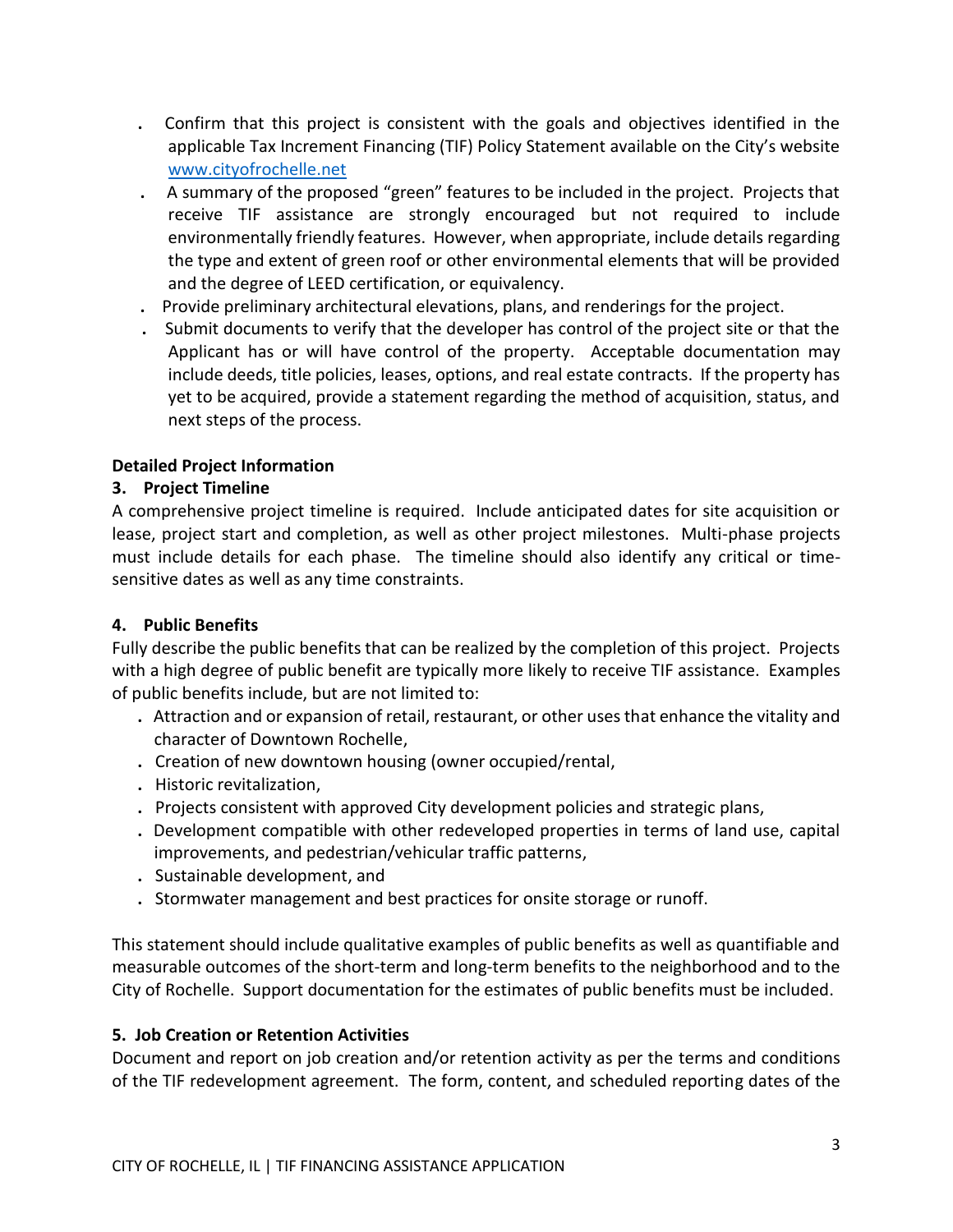- Confirm that this project is consistent with the goals and objectives identified in the applicable Tax Increment Financing (TIF) Policy Statement available on the City's website [www.cityofrochelle.net](http://www.cityofrochelle.net)
- A summary of the proposed "green" features to be included in the project. Projects that receive TIF assistance are strongly encouraged but not required to include environmentally friendly features. However, when appropriate, include details regarding the type and extent of green roof or other environmental elements that will be provided and the degree of LEED certification, or equivalency.
- Provide preliminary architectural elevations, plans, and renderings for the project.
- Submit documents to verify that the developer has control of the project site or that the Applicant has or will have control of the property. Acceptable documentation may include deeds, title policies, leases, options, and real estate contracts. If the property has yet to be acquired, provide a statement regarding the method of acquisition, status, and next steps of the process.

**Detailed Project Information**

**3. Project Timeline**

A comprehensive project timeline is required. Include anticipated dates for site acquisition or lease, project start and completion, as well as other project milestones. Multi-phase projects must include details for each phase. The timeline should also identify any critical or time-sensitive dates as well as any time constraints.

**4. Public Benefits**

Fully describe the public benefits that can be realized by the completion of this project. Projects with a high degree of public benefit are typically more likely to receive TIF assistance. Examples of public benefits include, but are not limited to:

- Attraction and or expansion of retail, restaurant, or other uses that enhance the vitality and character of Downtown Rochelle,
- Creation of new downtown housing (owner occupied/rental,
- Historic revitalization,
- Projects consistent with approved City development policies and strategic plans,
- Development compatible with other redeveloped properties in terms of land use, capital improvements, and pedestrian/vehicular traffic patterns,
- Sustainable development, and
- Stormwater management and best practices for onsite storage or runoff.

This statement should include qualitative examples of public benefits as well as quantifiable and measurable outcomes of the short-term and long-term benefits to the neighborhood and to the City of Rochelle. Support documentation for the estimates of public benefits must be included.

**5. Job Creation or Retention Activities**

Document and report on job creation and/or retention activity as per the terms and conditions of the TIF redevelopment agreement. The form, content, and scheduled reporting dates of the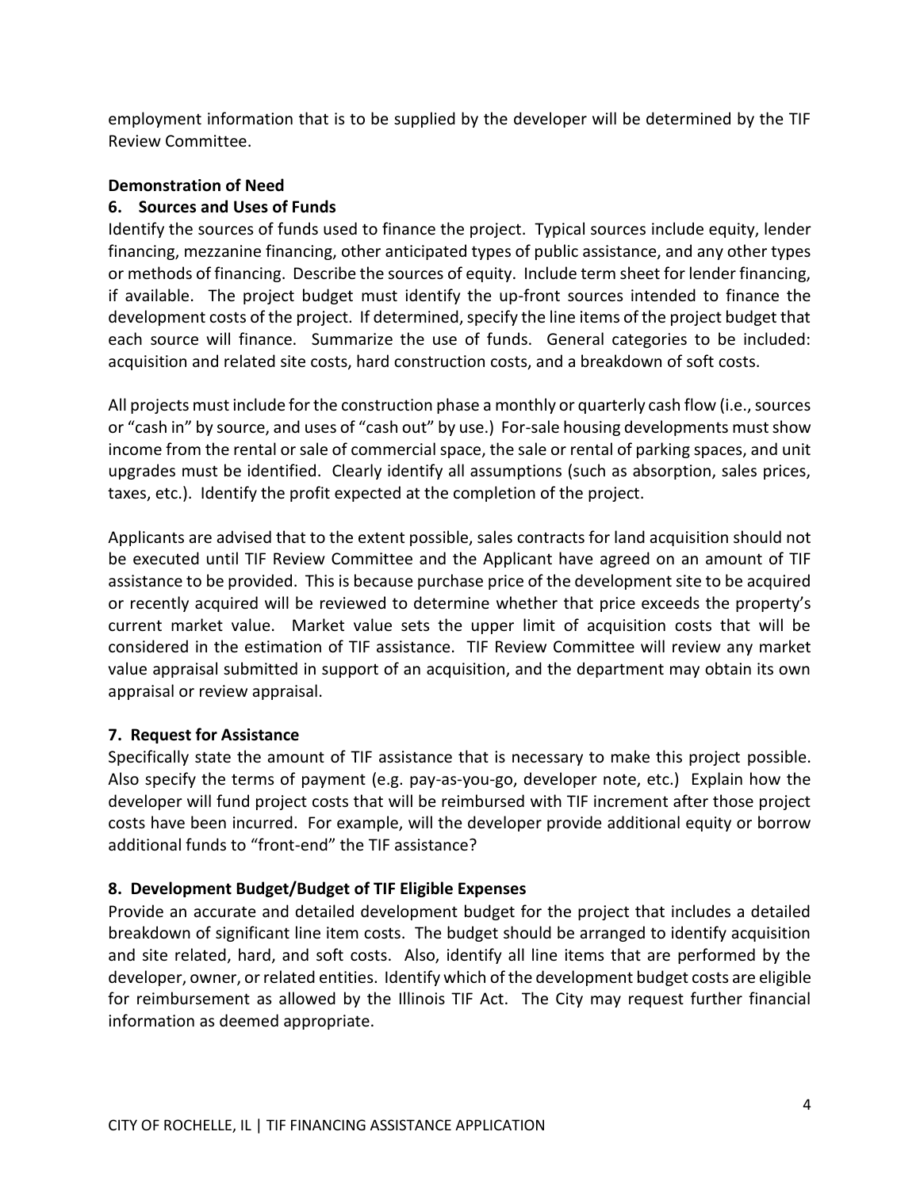employment information that is to be supplied by the developer will be determined by the TIF Review Committee.

**Demonstration of Need**

**6. Sources and Uses of Funds**

Identify the sources of funds used to finance the project. Typical sources include equity, lender financing, mezzanine financing, other anticipated types of public assistance, and any other types or methods of financing. Describe the sources of equity. Include term sheet for lender financing, if available. The project budget must identify the up-front sources intended to finance the development costs of the project. If determined, specify the line items of the project budget that each source will finance. Summarize the use of funds. General categories to be included: acquisition and related site costs, hard construction costs, and a breakdown of soft costs.

All projects must include for the construction phase a monthly or quarterly cash flow (i.e., sources or "cash in" by source, and uses of "cash out" by use.) For-sale housing developments must show income from the rental or sale of commercial space, the sale or rental of parking spaces, and unit upgrades must be identified. Clearly identify all assumptions (such as absorption, sales prices, taxes, etc.). Identify the profit expected at the completion of the project.

Applicants are advised that to the extent possible, sales contracts for land acquisition should not be executed until TIF Review Committee and the Applicant have agreed on an amount of TIF assistance to be provided. This is because purchase price of the development site to be acquired or recently acquired will be reviewed to determine whether that price exceeds the property's current market value. Market value sets the upper limit of acquisition costs that will be considered in the estimation of TIF assistance. TIF Review Committee will review any market value appraisal submitted in support of an acquisition, and the department may obtain its own appraisal or review appraisal.

**7. Request for Assistance**

Specifically state the amount of TIF assistance that is necessary to make this project possible. Also specify the terms of payment (e.g. pay-as-you-go, developer note, etc.) Explain how the developer will fund project costs that will be reimbursed with TIF increment after those project costs have been incurred. For example, will the developer provide additional equity or borrow additional funds to "front-end" the TIF assistance?

**8. Development Budget/Budget of TIF Eligible Expenses**

Provide an accurate and detailed development budget for the project that includes a detailed breakdown of significant line item costs. The budget should be arranged to identify acquisition and site related, hard, and soft costs. Also, identify all line items that are performed by the developer, owner, or related entities. Identify which of the development budget costs are eligible for reimbursement as allowed by the Illinois TIF Act. The City may request further financial information as deemed appropriate.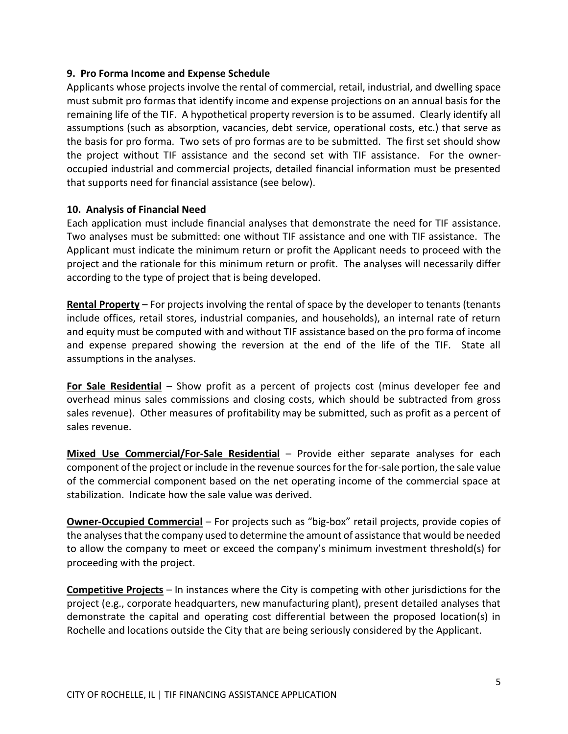### 9. Pro Forma Income and Expense Schedule

Applicants whose projects involve the rental of commercial, retail, industrial, and dwelling space must submit pro formas that identify income and expense projections on an annual basis for the remaining life of the TIF. A hypothetical property reversion is to be assumed. Clearly identify all assumptions (such as absorption, vacancies, debt service, operational costs, etc.) that serve as the basis for pro forma. Two sets of pro formas are to be submitted. The first set should show the project without TIF assistance and the second set with TIF assistance. For the owner-occupied industrial and commercial projects, detailed financial information must be presented that supports need for financial assistance (see below).

### 10. Analysis of Financial Need

Each application must include financial analyses that demonstrate the need for TIF assistance. Two analyses must be submitted: one without TIF assistance and one with TIF assistance. The Applicant must indicate the minimum return or profit the Applicant needs to proceed with the project and the rationale for this minimum return or profit. The analyses will necessarily differ according to the type of project that is being developed.

**Rental Property** – For projects involving the rental of space by the developer to tenants (tenants include offices, retail stores, industrial companies, and households), an internal rate of return and equity must be computed with and without TIF assistance based on the pro forma of income and expense prepared showing the reversion at the end of the life of the TIF. State all assumptions in the analyses.

**For Sale Residential** – Show profit as a percent of projects cost (minus developer fee and overhead minus sales commissions and closing costs, which should be subtracted from gross sales revenue). Other measures of profitability may be submitted, such as profit as a percent of sales revenue.

**Mixed Use Commercial/For-Sale Residential** – Provide either separate analyses for each component of the project or include in the revenue sources for the for-sale portion, the sale value of the commercial component based on the net operating income of the commercial space at stabilization. Indicate how the sale value was derived.

**Owner-Occupied Commercial** – For projects such as "big-box" retail projects, provide copies of the analyses that the company used to determine the amount of assistance that would be needed to allow the company to meet or exceed the company's minimum investment threshold(s) for proceeding with the project.

**Competitive Projects** – In instances where the City is competing with other jurisdictions for the project (e.g., corporate headquarters, new manufacturing plant), present detailed analyses that demonstrate the capital and operating cost differential between the proposed location(s) in Rochelle and locations outside the City that are being seriously considered by the Applicant.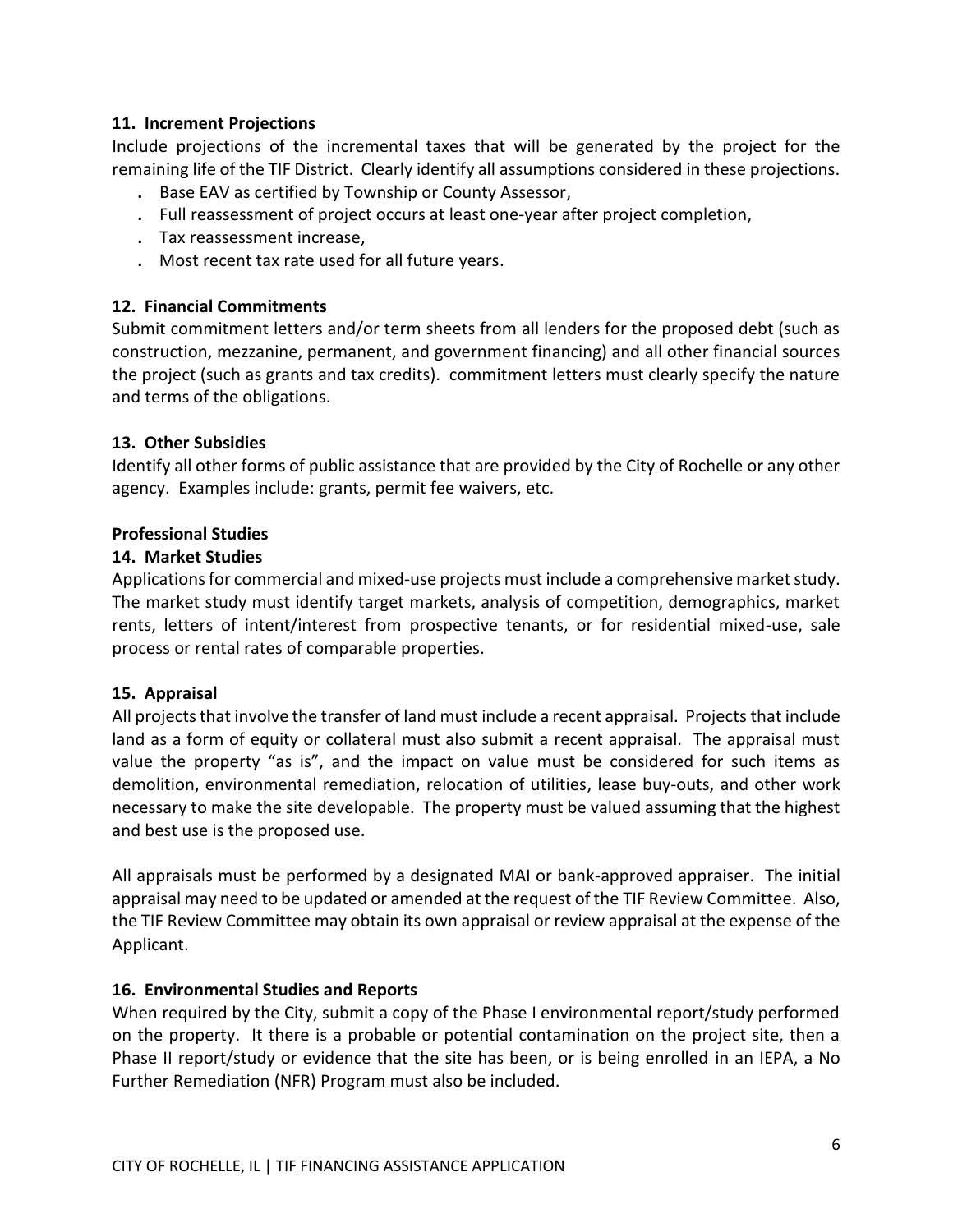### 11. Increment Projections

Include projections of the incremental taxes that will be generated by the project for the remaining life of the TIF District. Clearly identify all assumptions considered in these projections.

- Base EAV as certified by Township or County Assessor,
- Full reassessment of project occurs at least one-year after project completion,
- Tax reassessment increase,
- Most recent tax rate used for all future years.

### 12. Financial Commitments

Submit commitment letters and/or term sheets from all lenders for the proposed debt (such as construction, mezzanine, permanent, and government financing) and all other financial sources the project (such as grants and tax credits). commitment letters must clearly specify the nature and terms of the obligations.

### 13. Other Subsidies

Identify all other forms of public assistance that are provided by the City of Rochelle or any other agency. Examples include: grants, permit fee waivers, etc.

## Professional Studies

### 14. Market Studies

Applications for commercial and mixed-use projects must include a comprehensive market study. The market study must identify target markets, analysis of competition, demographics, market rents, letters of intent/interest from prospective tenants, or for residential mixed-use, sale process or rental rates of comparable properties.

### 15. Appraisal

All projects that involve the transfer of land must include a recent appraisal. Projects that include land as a form of equity or collateral must also submit a recent appraisal. The appraisal must value the property "as is", and the impact on value must be considered for such items as demolition, environmental remediation, relocation of utilities, lease buy-outs, and other work necessary to make the site developable. The property must be valued assuming that the highest and best use is the proposed use.

All appraisals must be performed by a designated MAI or bank-approved appraiser. The initial appraisal may need to be updated or amended at the request of the TIF Review Committee. Also, the TIF Review Committee may obtain its own appraisal or review appraisal at the expense of the Applicant.

### 16. Environmental Studies and Reports

When required by the City, submit a copy of the Phase I environmental report/study performed on the property. It there is a probable or potential contamination on the project site, then a Phase II report/study or evidence that the site has been, or is being enrolled in an IEPA, a No Further Remediation (NFR) Program must also be included.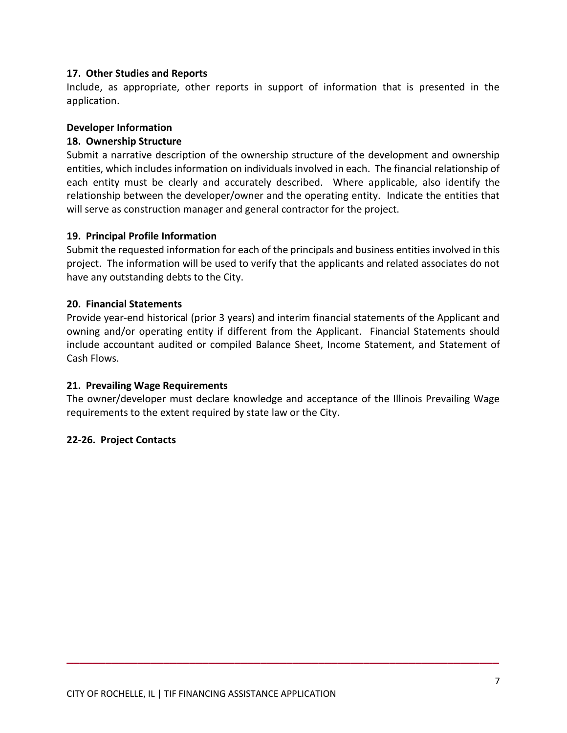**17. Other Studies and Reports**

Include, as appropriate, other reports in support of information that is presented in the application.

**Developer Information**

**18. Ownership Structure**

Submit a narrative description of the ownership structure of the development and ownership entities, which includes information on individuals involved in each. The financial relationship of each entity must be clearly and accurately described. Where applicable, also identify the relationship between the developer/owner and the operating entity. Indicate the entities that will serve as construction manager and general contractor for the project.

**19. Principal Profile Information**

Submit the requested information for each of the principals and business entities involved in this project. The information will be used to verify that the applicants and related associates do not have any outstanding debts to the City.

**20. Financial Statements**

Provide year-end historical (prior 3 years) and interim financial statements of the Applicant and owning and/or operating entity if different from the Applicant. Financial Statements should include accountant audited or compiled Balance Sheet, Income Statement, and Statement of Cash Flows.

**21. Prevailing Wage Requirements**

The owner/developer must declare knowledge and acceptance of the Illinois Prevailing Wage requirements to the extent required by state law or the City.

**22-26. Project Contacts**